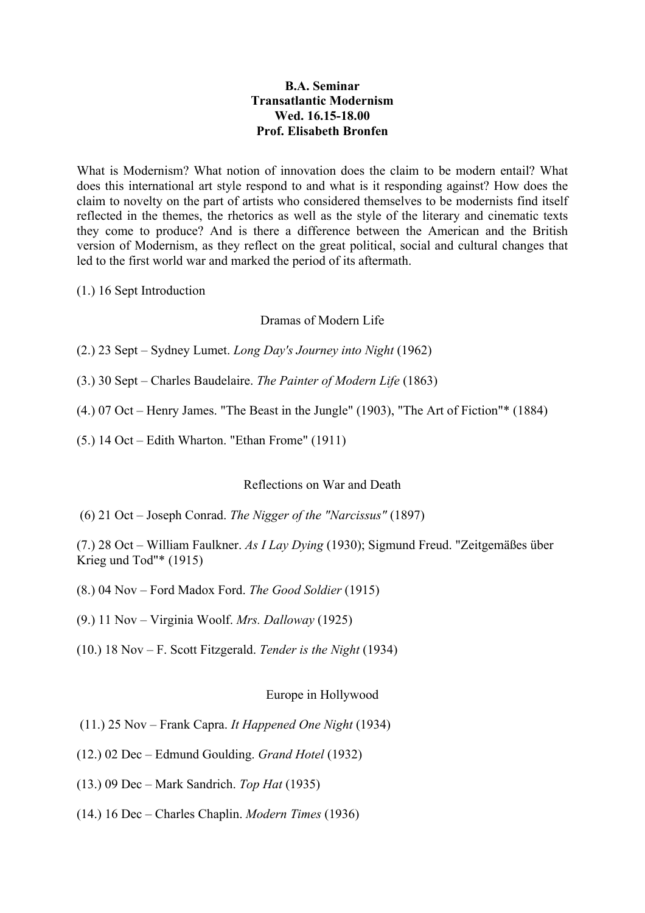**B.A. Seminar**
**Transatlantic Modernism**
**Wed. 16.15-18.00**
**Prof. Elisabeth Bronfen**

What is Modernism? What notion of innovation does the claim to be modern entail? What does this international art style respond to and what is it responding against? How does the claim to novelty on the part of artists who considered themselves to be modernists find itself reflected in the themes, the rhetorics as well as the style of the literary and cinematic texts they come to produce? And is there a difference between the American and the British version of Modernism, as they reflect on the great political, social and cultural changes that led to the first world war and marked the period of its aftermath.

(1.) 16 Sept Introduction

Dramas of Modern Life

(2.) 23 Sept – Sydney Lumet. *Long Day's Journey into Night* (1962)

(3.) 30 Sept – Charles Baudelaire. *The Painter of Modern Life* (1863)

(4.) 07 Oct – Henry James. "The Beast in the Jungle" (1903), "The Art of Fiction"* (1884)

(5.) 14 Oct – Edith Wharton. "Ethan Frome" (1911)

Reflections on War and Death

(6) 21 Oct – Joseph Conrad. *The Nigger of the "Narcissus"* (1897)

(7.) 28 Oct – William Faulkner. *As I Lay Dying* (1930); Sigmund Freud. "Zeitgemäßes über Krieg und Tod"* (1915)

(8.) 04 Nov – Ford Madox Ford. *The Good Soldier* (1915)

(9.) 11 Nov – Virginia Woolf. *Mrs. Dalloway* (1925)

(10.) 18 Nov – F. Scott Fitzgerald. *Tender is the Night* (1934)

Europe in Hollywood

(11.) 25 Nov – Frank Capra. *It Happened One Night* (1934)

(12.) 02 Dec – Edmund Goulding. *Grand Hotel* (1932)

(13.) 09 Dec – Mark Sandrich. *Top Hat* (1935)

(14.) 16 Dec – Charles Chaplin. *Modern Times* (1936)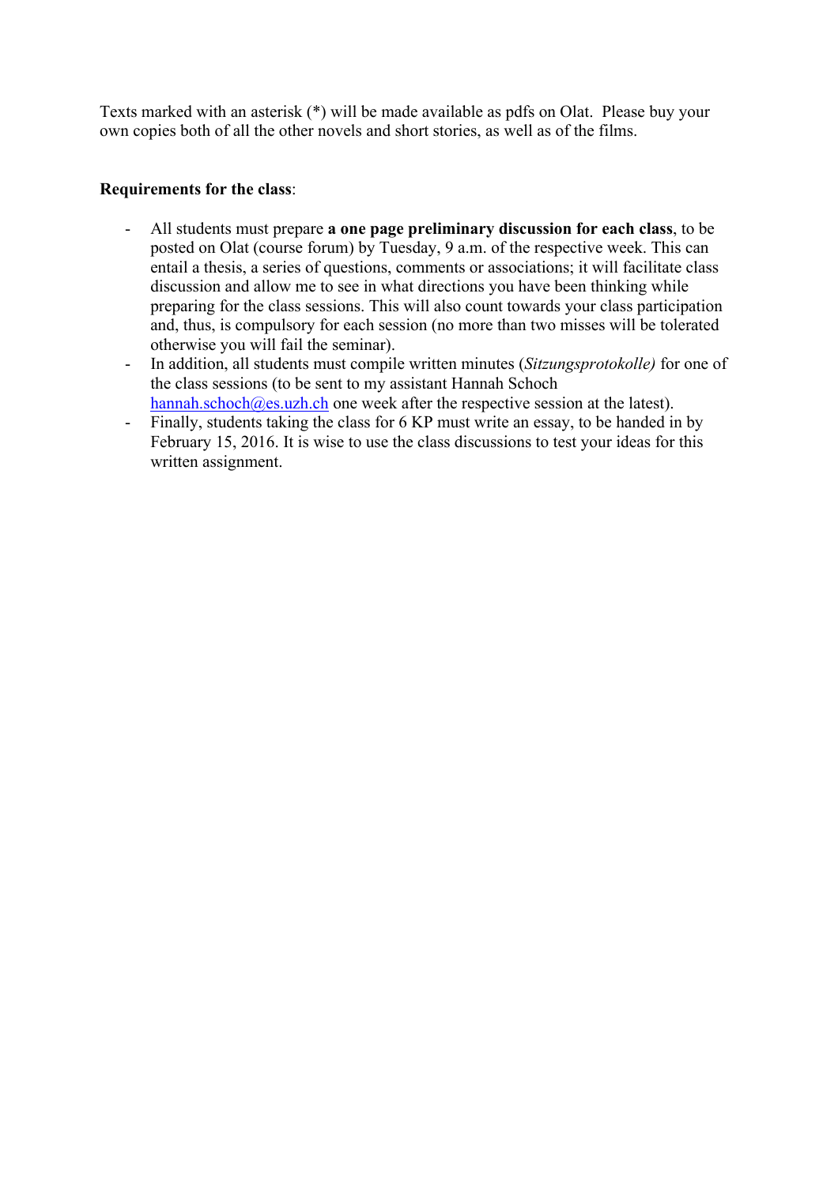Texts marked with an asterisk (*) will be made available as pdfs on Olat. Please buy your own copies both of all the other novels and short stories, as well as of the films.

**Requirements for the class**:

- All students must prepare **a one page preliminary discussion for each class**, to be posted on Olat (course forum) by Tuesday, 9 a.m. of the respective week. This can entail a thesis, a series of questions, comments or associations; it will facilitate class discussion and allow me to see in what directions you have been thinking while preparing for the class sessions. This will also count towards your class participation and, thus, is compulsory for each session (no more than two misses will be tolerated otherwise you will fail the seminar).
- In addition, all students must compile written minutes (*Sitzungsprotokolle)* for one of the class sessions (to be sent to my assistant Hannah Schoch hannah.schoch@es.uzh.ch one week after the respective session at the latest).
- Finally, students taking the class for 6 KP must write an essay, to be handed in by February 15, 2016. It is wise to use the class discussions to test your ideas for this written assignment.